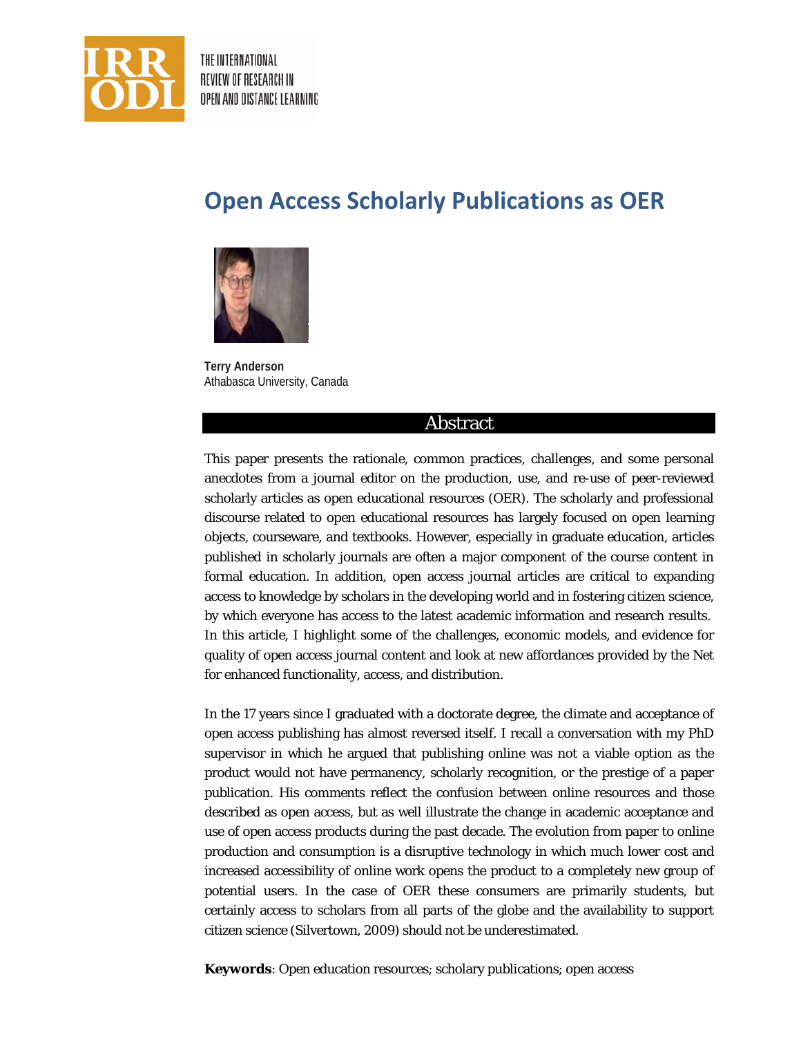# Open Access Scholarly Publications as OER

**Terry Anderson**
Athabasca University, Canada

## Abstract

This paper presents the rationale, common practices, challenges, and some personal anecdotes from a journal editor on the production, use, and re-use of peer-reviewed scholarly articles as open educational resources (OER). The scholarly and professional discourse related to open educational resources has largely focused on open learning objects, courseware, and textbooks. However, especially in graduate education, articles published in scholarly journals are often a major component of the course content in formal education. In addition, open access journal articles are critical to expanding access to knowledge by scholars in the developing world and in fostering citizen science, by which everyone has access to the latest academic information and research results. In this article, I highlight some of the challenges, economic models, and evidence for quality of open access journal content and look at new affordances provided by the Net for enhanced functionality, access, and distribution.

In the 17 years since I graduated with a doctorate degree, the climate and acceptance of open access publishing has almost reversed itself. I recall a conversation with my PhD supervisor in which he argued that publishing online was not a viable option as the product would not have permanency, scholarly recognition, or the prestige of a paper publication. His comments reflect the confusion between online resources and those described as open access, but as well illustrate the change in academic acceptance and use of open access products during the past decade. The evolution from paper to online production and consumption is a disruptive technology in which much lower cost and increased accessibility of online work opens the product to a completely new group of potential users. In the case of OER these consumers are primarily students, but certainly access to scholars from all parts of the globe and the availability to support citizen science (Silvertown, 2009) should not be underestimated.

**Keywords**: Open education resources; scholary publications; open access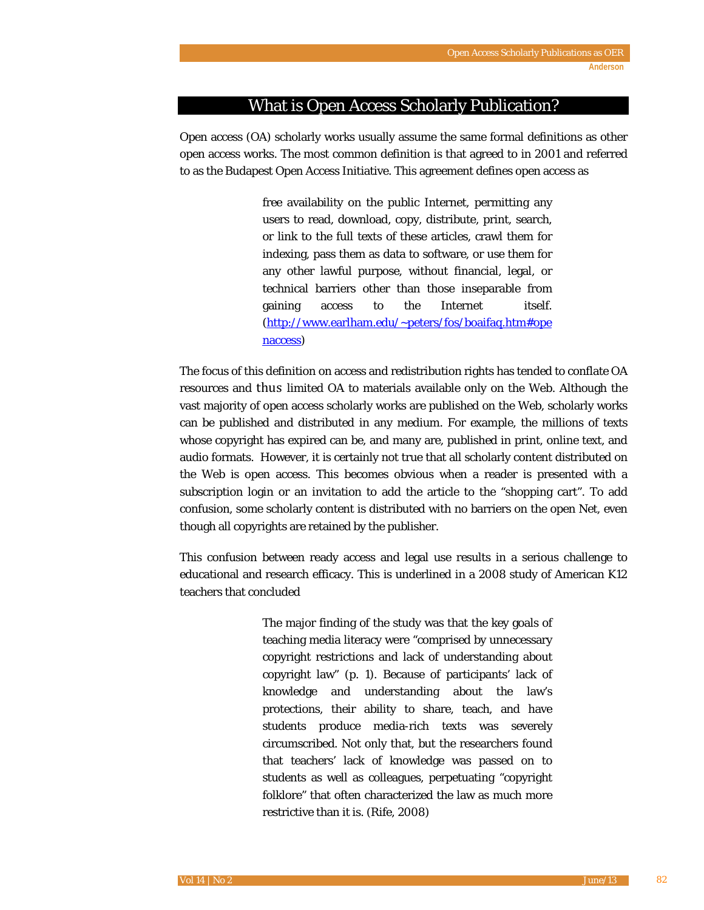## What is Open Access Scholarly Publication?

Open access (OA) scholarly works usually assume the same formal definitions as other open access works. The most common definition is that agreed to in 2001 and referred to as the Budapest Open Access Initiative. This agreement defines open access as

> free availability on the public Internet, permitting any users to read, download, copy, distribute, print, search, or link to the full texts of these articles, crawl them for indexing, pass them as data to software, or use them for any other lawful purpose, without financial, legal, or technical barriers other than those inseparable from gaining access to the Internet itself. (http://www.earlham.edu/~peters/fos/boaifaq.htm#openaccess)

The focus of this definition on access and redistribution rights has tended to conflate OA resources and thus limited OA to materials available only on the Web. Although the vast majority of open access scholarly works are published on the Web, scholarly works can be published and distributed in any medium. For example, the millions of texts whose copyright has expired can be, and many are, published in print, online text, and audio formats. However, it is certainly not true that all scholarly content distributed on the Web is open access. This becomes obvious when a reader is presented with a subscription login or an invitation to add the article to the "shopping cart". To add confusion, some scholarly content is distributed with no barriers on the open Net, even though all copyrights are retained by the publisher.

This confusion between ready access and legal use results in a serious challenge to educational and research efficacy. This is underlined in a 2008 study of American K12 teachers that concluded

> The major finding of the study was that the key goals of teaching media literacy were "comprised by unnecessary copyright restrictions and lack of understanding about copyright law" (p. 1). Because of participants' lack of knowledge and understanding about the law's protections, their ability to share, teach, and have students produce media-rich texts was severely circumscribed. Not only that, but the researchers found that teachers' lack of knowledge was passed on to students as well as colleagues, perpetuating "copyright folklore" that often characterized the law as much more restrictive than it is. (Rife, 2008)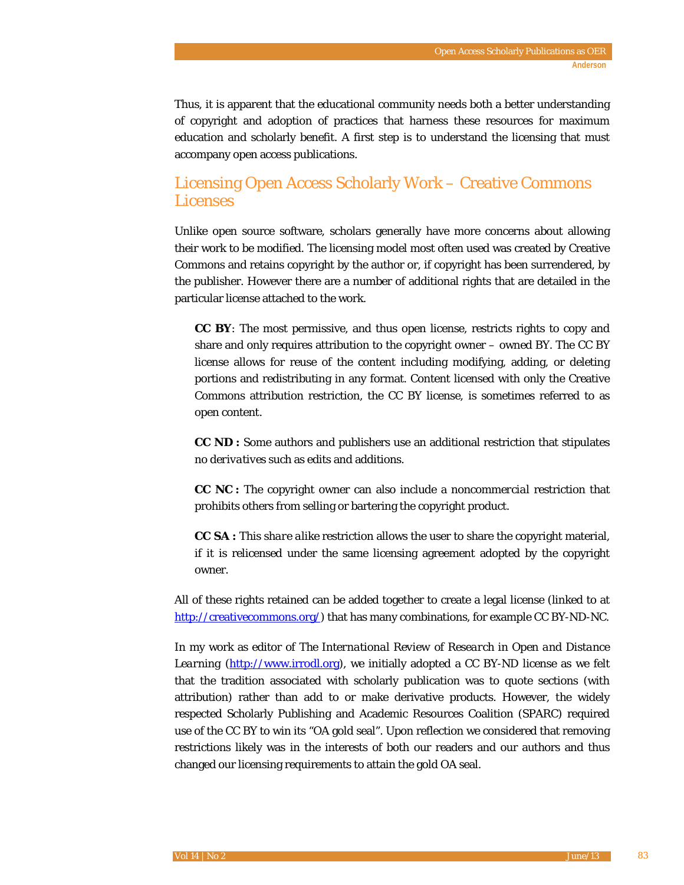Thus, it is apparent that the educational community needs both a better understanding of copyright and adoption of practices that harness these resources for maximum education and scholarly benefit. A first step is to understand the licensing that must accompany open access publications.

## Licensing Open Access Scholarly Work – Creative Commons Licenses

Unlike open source software, scholars generally have more concerns about allowing their work to be modified. The licensing model most often used was created by Creative Commons and retains copyright by the author or, if copyright has been surrendered, by the publisher. However there are a number of additional rights that are detailed in the particular license attached to the work.

> **CC BY**: The most permissive, and thus open license, restricts rights to copy and share and only requires attribution to the copyright owner – owned BY. The CC BY license allows for reuse of the content including modifying, adding, or deleting portions and redistributing in any format. Content licensed with only the Creative Commons attribution restriction, the CC BY license, is sometimes referred to as open content.
>
> **CC ND :** Some authors and publishers use an additional restriction that stipulates *no derivatives* such as edits and additions.
>
> **CC NC :** The copyright owner can also include a *noncommercial* restriction that prohibits others from selling or bartering the copyright product.
>
> **CC SA :** This *share alike* restriction allows the user to share the copyright material, if it is relicensed under the same licensing agreement adopted by the copyright owner.

All of these rights retained can be added together to create a legal license (linked to at http://creativecommons.org/) that has many combinations, for example CC BY-ND-NC.

In my work as editor of *The International Review of Research in Open and Distance Learning* (http://www.irrodl.org), we initially adopted a CC BY-ND license as we felt that the tradition associated with scholarly publication was to quote sections (with attribution) rather than add to or make derivative products. However, the widely respected Scholarly Publishing and Academic Resources Coalition (SPARC) required use of the CC BY to win its "OA gold seal". Upon reflection we considered that removing restrictions likely was in the interests of both our readers and our authors and thus changed our licensing requirements to attain the gold OA seal.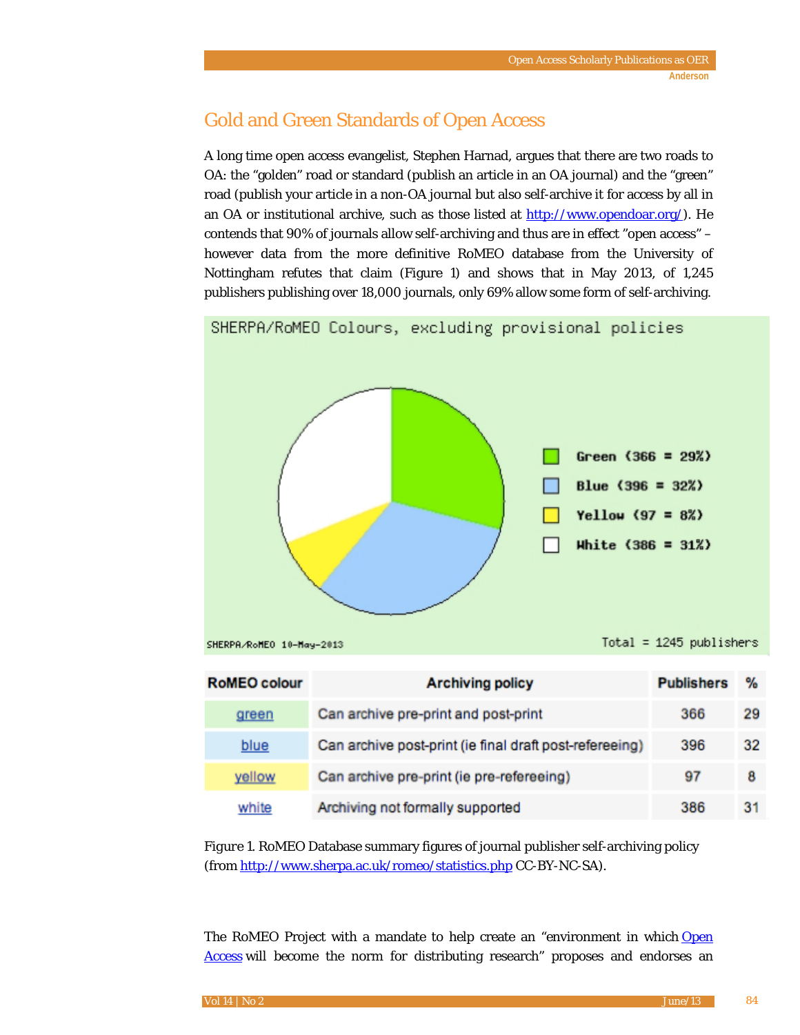## Gold and Green Standards of Open Access

A long time open access evangelist, Stephen Harnad, argues that there are two roads to OA: the "golden" road or standard (publish an article in an OA journal) and the "green" road (publish your article in a non-OA journal but also self-archive it for access by all in an OA or institutional archive, such as those listed at http://www.opendoar.org/). He contends that 90% of journals allow self-archiving and thus are in effect "open access" – however data from the more definitive RoMEO database from the University of Nottingham refutes that claim (Figure 1) and shows that in May 2013, of 1,245 publishers publishing over 18,000 journals, only 69% allow some form of self-archiving.

SHERPA/RoMEO Colours, excluding provisional policies

- Green (366 = 29%)
- Blue (396 = 32%)
- Yellow (97 = 8%)
- White (386 = 31%)

SHERPA/RoMEO 10-May-2013

Total = 1245 publishers

| RoMEO colour | Archiving policy | Publishers | % |
|---|---|---|---|
| green | Can archive pre-print and post-print | 366 | 29 |
| blue | Can archive post-print (ie final draft post-refereeing) | 396 | 32 |
| yellow | Can archive pre-print (ie pre-refereeing) | 97 | 8 |
| white | Archiving not formally supported | 386 | 31 |

Figure 1. RoMEO Database summary figures of journal publisher self-archiving policy (from http://www.sherpa.ac.uk/romeo/statistics.php CC-BY-NC-SA).

The RoMEO Project with a mandate to help create an "environment in which Open Access will become the norm for distributing research" proposes and endorses an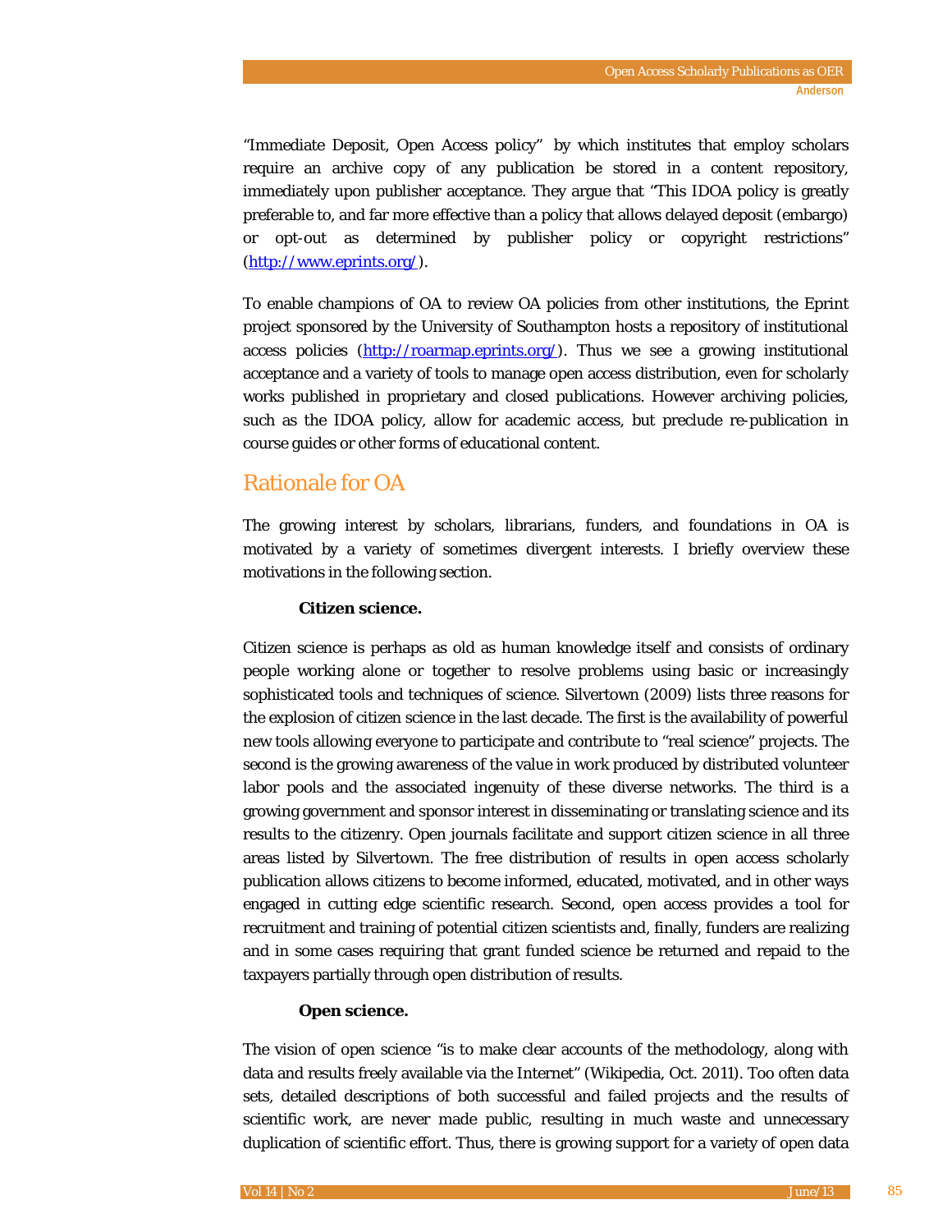“Immediate Deposit, Open Access policy” by which institutes that employ scholars require an archive copy of any publication be stored in a content repository, immediately upon publisher acceptance. They argue that “This IDOA policy is greatly preferable to, and far more effective than a policy that allows delayed deposit (embargo) or opt-out as determined by publisher policy or copyright restrictions” (http://www.eprints.org/).

To enable champions of OA to review OA policies from other institutions, the Eprint project sponsored by the University of Southampton hosts a repository of institutional access policies (http://roarmap.eprints.org/). Thus we see a growing institutional acceptance and a variety of tools to manage open access distribution, even for scholarly works published in proprietary and closed publications. However archiving policies, such as the IDOA policy, allow for academic access, but preclude re-publication in course guides or other forms of educational content.

## Rationale for OA

The growing interest by scholars, librarians, funders, and foundations in OA is motivated by a variety of sometimes divergent interests. I briefly overview these motivations in the following section.

### Citizen science.

Citizen science is perhaps as old as human knowledge itself and consists of ordinary people working alone or together to resolve problems using basic or increasingly sophisticated tools and techniques of science. Silvertown (2009) lists three reasons for the explosion of citizen science in the last decade. The first is the availability of powerful new tools allowing everyone to participate and contribute to “real science” projects. The second is the growing awareness of the value in work produced by distributed volunteer labor pools and the associated ingenuity of these diverse networks. The third is a growing government and sponsor interest in disseminating or translating science and its results to the citizenry. Open journals facilitate and support citizen science in all three areas listed by Silvertown. The free distribution of results in open access scholarly publication allows citizens to become informed, educated, motivated, and in other ways engaged in cutting edge scientific research. Second, open access provides a tool for recruitment and training of potential citizen scientists and, finally, funders are realizing and in some cases requiring that grant funded science be returned and repaid to the taxpayers partially through open distribution of results.

### Open science.

The vision of open science “is to make clear accounts of the methodology, along with data and results freely available via the Internet” (Wikipedia, Oct. 2011). Too often data sets, detailed descriptions of both successful and failed projects and the results of scientific work, are never made public, resulting in much waste and unnecessary duplication of scientific effort. Thus, there is growing support for a variety of open data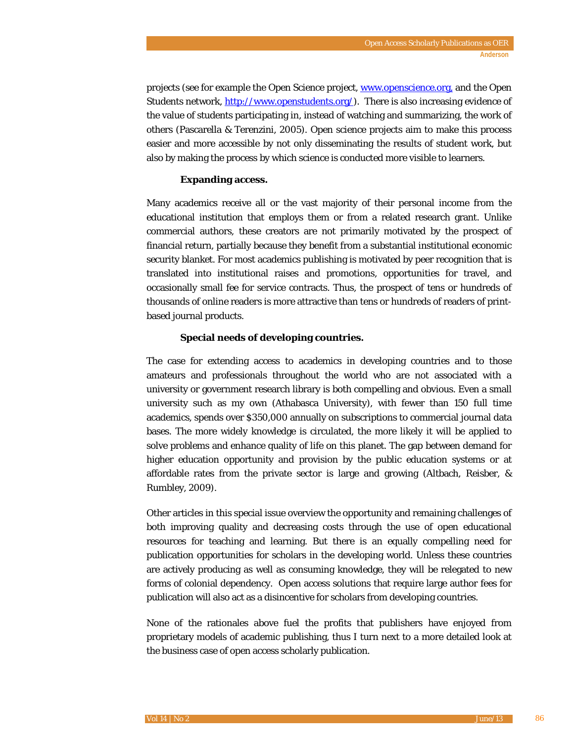projects (see for example the Open Science project, www.openscience.org, and the Open Students network, http://www.openstudents.org/). There is also increasing evidence of the value of students participating in, instead of watching and summarizing, the work of others (Pascarella & Terenzini, 2005). Open science projects aim to make this process easier and more accessible by not only disseminating the results of student work, but also by making the process by which science is conducted more visible to learners.

#### Expanding access.

Many academics receive all or the vast majority of their personal income from the educational institution that employs them or from a related research grant. Unlike commercial authors, these creators are not primarily motivated by the prospect of financial return, partially because they benefit from a substantial institutional economic security blanket. For most academics publishing is motivated by peer recognition that is translated into institutional raises and promotions, opportunities for travel, and occasionally small fee for service contracts. Thus, the prospect of tens or hundreds of thousands of online readers is more attractive than tens or hundreds of readers of print-based journal products.

#### Special needs of developing countries.

The case for extending access to academics in developing countries and to those amateurs and professionals throughout the world who are not associated with a university or government research library is both compelling and obvious. Even a small university such as my own (Athabasca University), with fewer than 150 full time academics, spends over $350,000 annually on subscriptions to commercial journal data bases. The more widely knowledge is circulated, the more likely it will be applied to solve problems and enhance quality of life on this planet. The gap between demand for higher education opportunity and provision by the public education systems or at affordable rates from the private sector is large and growing (Altbach, Reisber, & Rumbley, 2009).

Other articles in this special issue overview the opportunity and remaining challenges of both improving quality and decreasing costs through the use of open educational resources for teaching and learning. But there is an equally compelling need for publication opportunities for scholars in the developing world. Unless these countries are actively producing as well as consuming knowledge, they will be relegated to new forms of colonial dependency. Open access solutions that require large author fees for publication will also act as a disincentive for scholars from developing countries.

None of the rationales above fuel the profits that publishers have enjoyed from proprietary models of academic publishing, thus I turn next to a more detailed look at the business case of open access scholarly publication.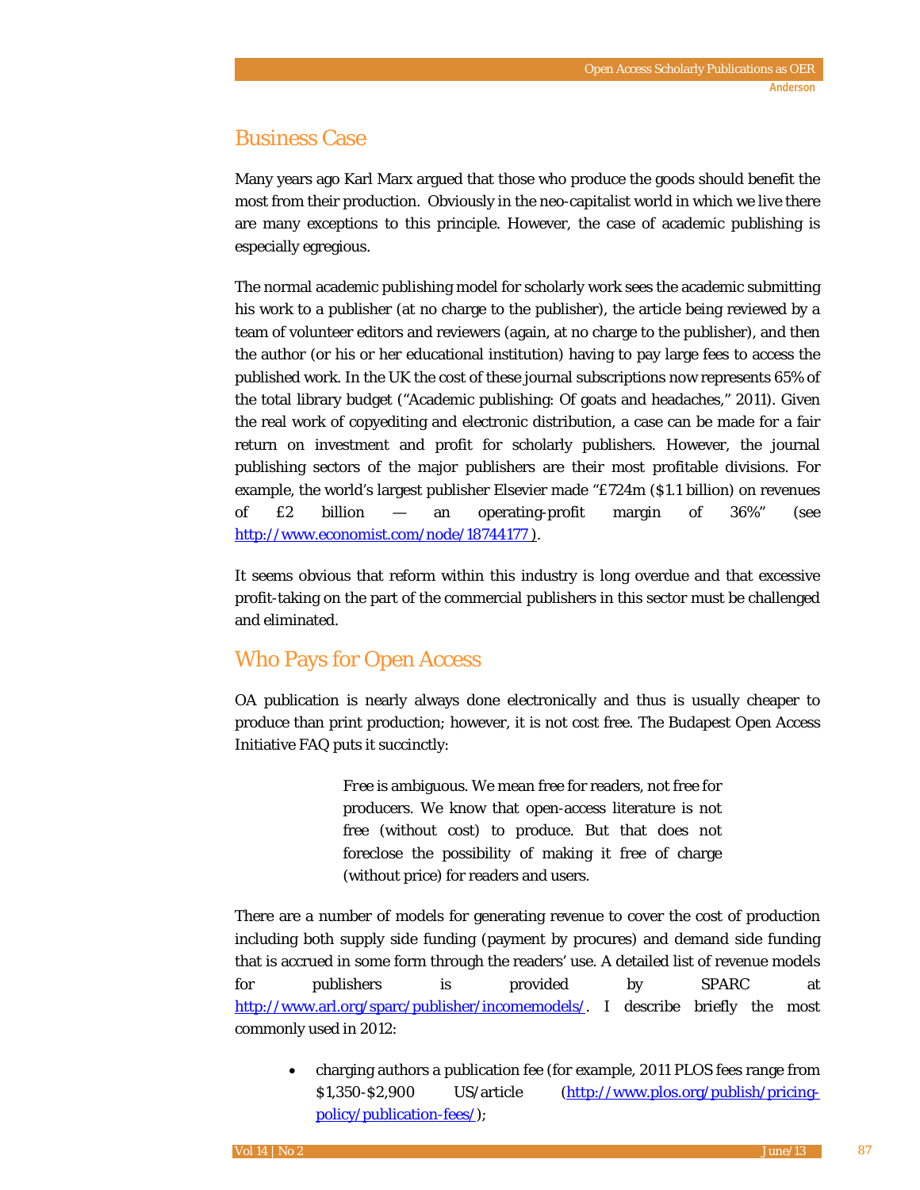## Business Case

Many years ago Karl Marx argued that those who produce the goods should benefit the most from their production. Obviously in the neo-capitalist world in which we live there are many exceptions to this principle. However, the case of academic publishing is especially egregious.

The normal academic publishing model for scholarly work sees the academic submitting his work to a publisher (at no charge to the publisher), the article being reviewed by a team of volunteer editors and reviewers (again, at no charge to the publisher), and then the author (or his or her educational institution) having to pay large fees to access the published work. In the UK the cost of these journal subscriptions now represents 65% of the total library budget ("Academic publishing: Of goats and headaches," 2011). Given the real work of copyediting and electronic distribution, a case can be made for a fair return on investment and profit for scholarly publishers. However, the journal publishing sectors of the major publishers are their most profitable divisions. For example, the world's largest publisher Elsevier made "£724m ($1.1 billion) on revenues of £2 billion — an operating-profit margin of 36%" (see http://www.economist.com/node/18744177 ).

It seems obvious that reform within this industry is long overdue and that excessive profit-taking on the part of the commercial publishers in this sector must be challenged and eliminated.

## Who Pays for Open Access

OA publication is nearly always done electronically and thus is usually cheaper to produce than print production; however, it is not cost free. The Budapest Open Access Initiative FAQ puts it succinctly:

> Free is ambiguous. We mean free for readers, not free for producers. We know that open-access literature is not free (without cost) to produce. But that does not foreclose the possibility of making it free of charge (without price) for readers and users.

There are a number of models for generating revenue to cover the cost of production including both supply side funding (payment by procures) and demand side funding that is accrued in some form through the readers' use. A detailed list of revenue models for publishers is provided by SPARC at http://www.arl.org/sparc/publisher/incomemodels/. I describe briefly the most commonly used in 2012:

- charging authors a publication fee (for example, 2011 PLOS fees range from $1,350-$2,900 US/article (http://www.plos.org/publish/pricing-policy/publication-fees/);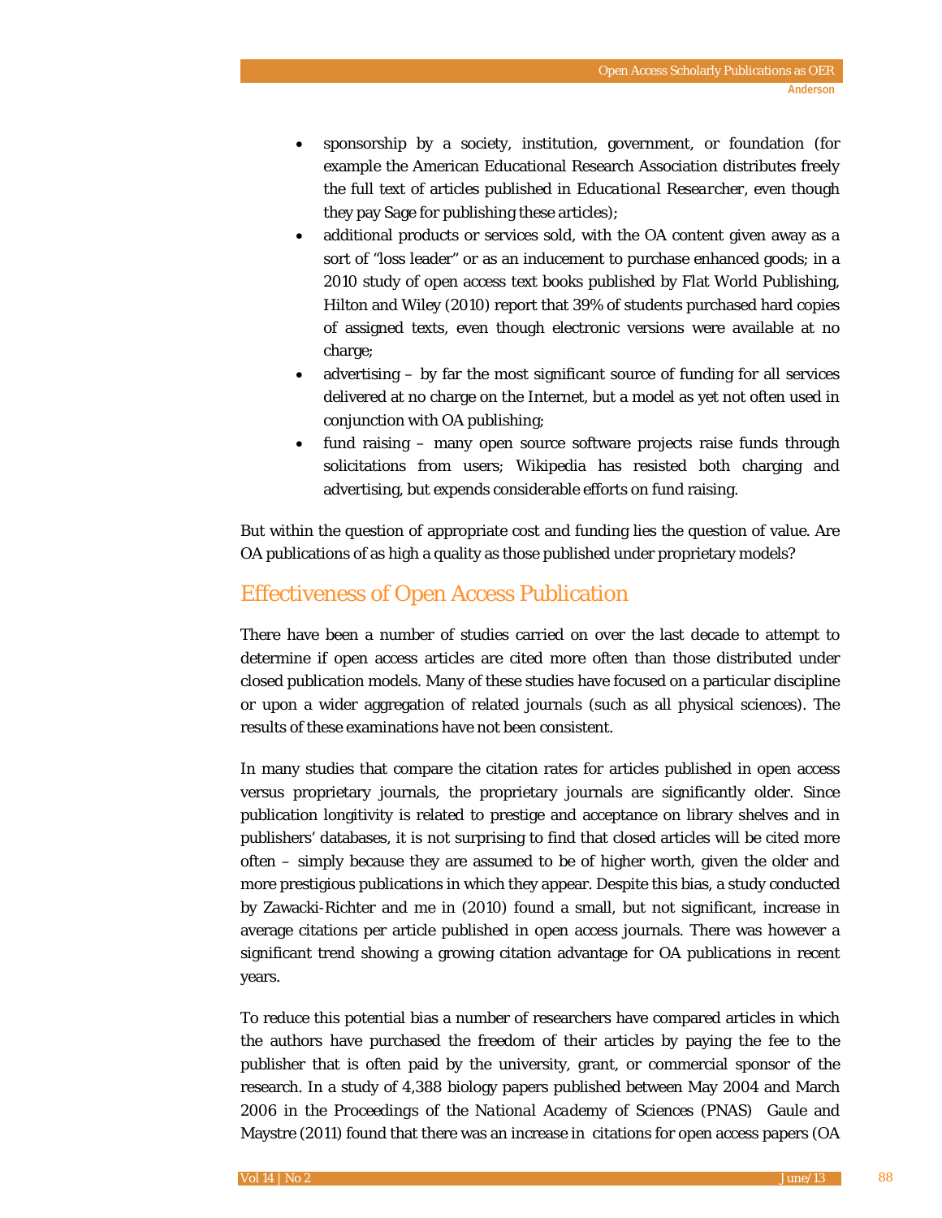- sponsorship by a society, institution, government, or foundation (for example the American Educational Research Association distributes freely the full text of articles published in *Educational Researcher*, even though they pay Sage for publishing these articles);
- additional products or services sold, with the OA content given away as a sort of "loss leader" or as an inducement to purchase enhanced goods; in a 2010 study of open access text books published by Flat World Publishing, Hilton and Wiley (2010) report that 39% of students purchased hard copies of assigned texts, even though electronic versions were available at no charge;
- advertising – by far the most significant source of funding for all services delivered at no charge on the Internet, but a model as yet not often used in conjunction with OA publishing;
- fund raising – many open source software projects raise funds through solicitations from users; Wikipedia has resisted both charging and advertising, but expends considerable efforts on fund raising.

But within the question of appropriate cost and funding lies the question of value. Are OA publications of as high a quality as those published under proprietary models?

## Effectiveness of Open Access Publication

There have been a number of studies carried on over the last decade to attempt to determine if open access articles are cited more often than those distributed under closed publication models. Many of these studies have focused on a particular discipline or upon a wider aggregation of related journals (such as all physical sciences). The results of these examinations have not been consistent.

In many studies that compare the citation rates for articles published in open access versus proprietary journals, the proprietary journals are significantly older. Since publication longitivity is related to prestige and acceptance on library shelves and in publishers' databases, it is not surprising to find that closed articles will be cited more often – simply because they are assumed to be of higher worth, given the older and more prestigious publications in which they appear. Despite this bias, a study conducted by Zawacki-Richter and me in (2010) found a small, but not significant, increase in average citations per article published in open access journals. There was however a significant trend showing a growing citation advantage for OA publications in recent years.

To reduce this potential bias a number of researchers have compared articles in which the authors have purchased the freedom of their articles by paying the fee to the publisher that is often paid by the university, grant, or commercial sponsor of the research. In a study of 4,388 biology papers published between May 2004 and March 2006 in the *Proceedings of the National Academy of Sciences* (PNAS) Gaule and Maystre (2011) found that there was an increase in citations for open access papers (OA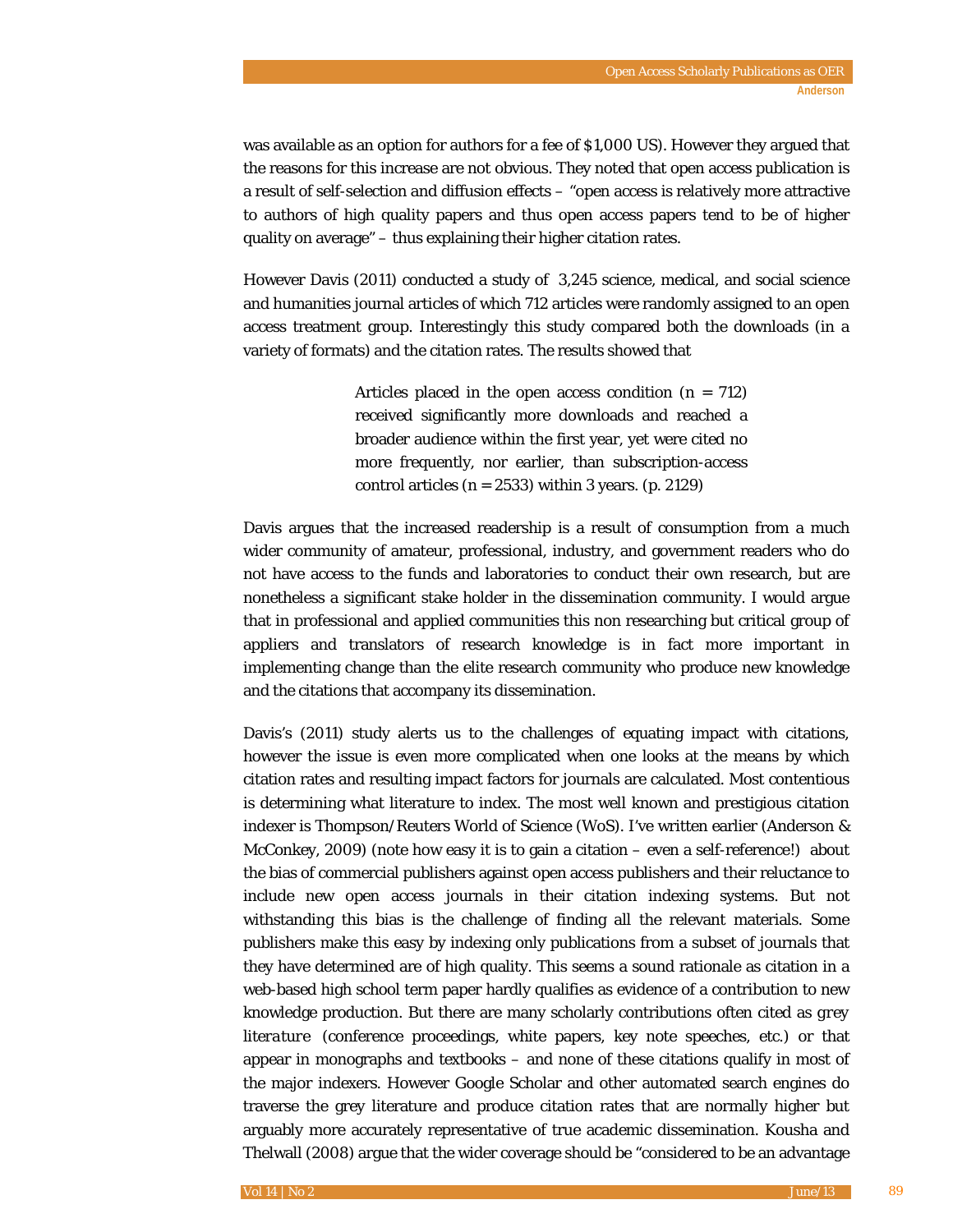was available as an option for authors for a fee of $1,000 US). However they argued that the reasons for this increase are not obvious. They noted that open access publication is a result of self-selection and diffusion effects – "open access is relatively more attractive to authors of high quality papers and thus open access papers tend to be of higher quality on average" – thus explaining their higher citation rates.

However Davis (2011) conducted a study of 3,245 science, medical, and social science and humanities journal articles of which 712 articles were randomly assigned to an open access treatment group. Interestingly this study compared both the downloads (in a variety of formats) and the citation rates. The results showed that

> Articles placed in the open access condition (n = 712) received significantly more downloads and reached a broader audience within the first year, yet were cited no more frequently, nor earlier, than subscription-access control articles (n = 2533) within 3 years. (p. 2129)

Davis argues that the increased readership is a result of consumption from a much wider community of amateur, professional, industry, and government readers who do not have access to the funds and laboratories to conduct their own research, but are nonetheless a significant stake holder in the dissemination community. I would argue that in professional and applied communities this non researching but critical group of appliers and translators of research knowledge is in fact more important in implementing change than the elite research community who produce new knowledge and the citations that accompany its dissemination.

Davis's (2011) study alerts us to the challenges of equating impact with citations, however the issue is even more complicated when one looks at the means by which citation rates and resulting impact factors for journals are calculated. Most contentious is determining what literature to index. The most well known and prestigious citation indexer is Thompson/Reuters World of Science (WoS). I've written earlier (Anderson & McConkey, 2009) (note how easy it is to gain a citation – even a self-reference!) about the bias of commercial publishers against open access publishers and their reluctance to include new open access journals in their citation indexing systems. But not withstanding this bias is the challenge of finding all the relevant materials. Some publishers make this easy by indexing only publications from a subset of journals that they have determined are of high quality. This seems a sound rationale as citation in a web-based high school term paper hardly qualifies as evidence of a contribution to new knowledge production. But there are many scholarly contributions often cited as *grey literature* (conference proceedings, white papers, key note speeches, etc.) or that appear in monographs and textbooks – and none of these citations qualify in most of the major indexers. However Google Scholar and other automated search engines do traverse the grey literature and produce citation rates that are normally higher but arguably more accurately representative of true academic dissemination. Kousha and Thelwall (2008) argue that the wider coverage should be "considered to be an advantage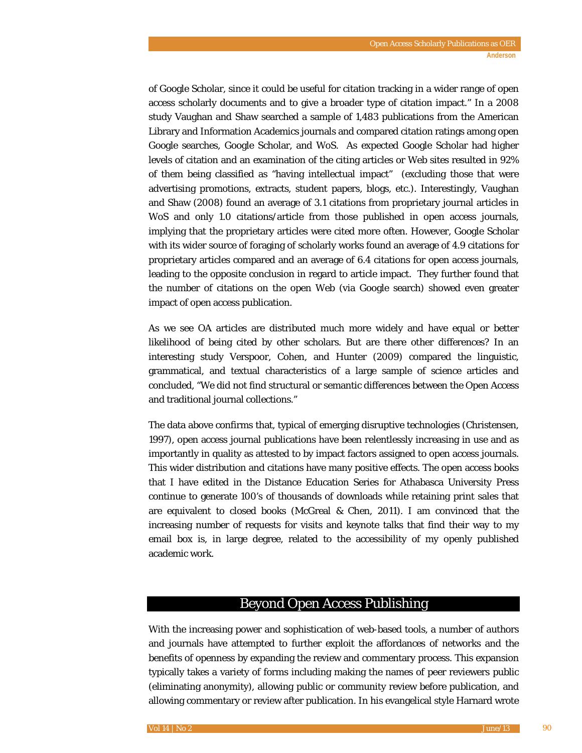of Google Scholar, since it could be useful for citation tracking in a wider range of open access scholarly documents and to give a broader type of citation impact." In a 2008 study Vaughan and Shaw searched a sample of 1,483 publications from the American Library and Information Academics journals and compared citation ratings among open Google searches, Google Scholar, and WoS. As expected Google Scholar had higher levels of citation and an examination of the citing articles or Web sites resulted in 92% of them being classified as "having intellectual impact" (excluding those that were advertising promotions, extracts, student papers, blogs, etc.). Interestingly, Vaughan and Shaw (2008) found an average of 3.1 citations from proprietary journal articles in WoS and only 1.0 citations/article from those published in open access journals, implying that the proprietary articles were cited more often. However, Google Scholar with its wider source of foraging of scholarly works found an average of 4.9 citations for proprietary articles compared and an average of 6.4 citations for open access journals, leading to the opposite conclusion in regard to article impact. They further found that the number of citations on the open Web (via Google search) showed even greater impact of open access publication.

As we see OA articles are distributed much more widely and have equal or better likelihood of being cited by other scholars. But are there other differences? In an interesting study Verspoor, Cohen, and Hunter (2009) compared the linguistic, grammatical, and textual characteristics of a large sample of science articles and concluded, "We did not find structural or semantic differences between the Open Access and traditional journal collections."

The data above confirms that, typical of emerging disruptive technologies (Christensen, 1997), open access journal publications have been relentlessly increasing in use and as importantly in quality as attested to by impact factors assigned to open access journals. This wider distribution and citations have many positive effects. The open access books that I have edited in the Distance Education Series for Athabasca University Press continue to generate 100's of thousands of downloads while retaining print sales that are equivalent to closed books (McGreal & Chen, 2011). I am convinced that the increasing number of requests for visits and keynote talks that find their way to my email box is, in large degree, related to the accessibility of my openly published academic work.

## Beyond Open Access Publishing

With the increasing power and sophistication of web-based tools, a number of authors and journals have attempted to further exploit the affordances of networks and the benefits of openness by expanding the review and commentary process. This expansion typically takes a variety of forms including making the names of peer reviewers public (eliminating anonymity), allowing public or community review before publication, and allowing commentary or review after publication. In his evangelical style Harnard wrote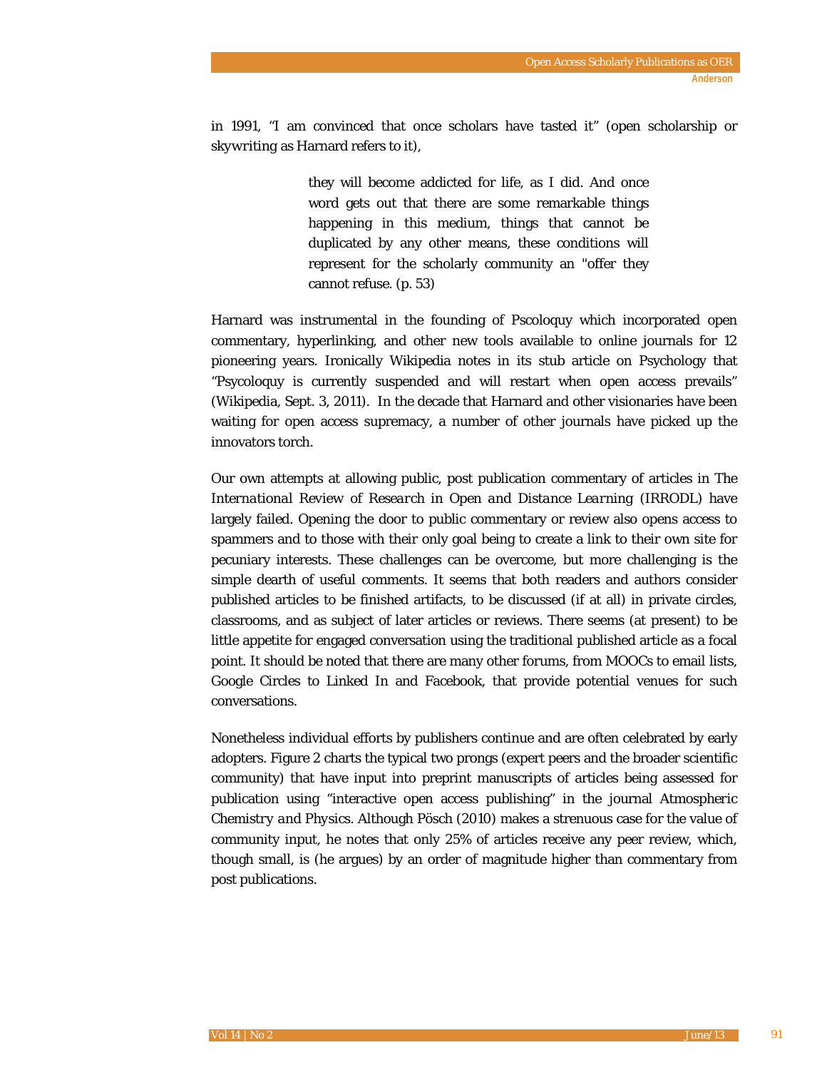in 1991, "I am convinced that once scholars have tasted it" (open scholarship or *skywriting* as Harnard refers to it),

> they will become addicted for life, as I did. And once word gets out that there are some remarkable things happening in this medium, things that cannot be duplicated by any other means, these conditions will represent for the scholarly community an "offer they cannot refuse. (p. 53)

Harnard was instrumental in the founding of Pscoloquy which incorporated open commentary, hyperlinking, and other new tools available to online journals for 12 pioneering years. Ironically Wikipedia notes in its stub article on Psychology that "Psycoloquy is currently suspended and will restart when open access prevails" (Wikipedia, Sept. 3, 2011). In the decade that Harnard and other visionaries have been waiting for open access supremacy, a number of other journals have picked up the innovators torch.

Our own attempts at allowing public, post publication commentary of articles in *The International Review of Research in Open and Distance Learning* (IRRODL) have largely failed. Opening the door to public commentary or review also opens access to spammers and to those with their only goal being to create a link to their own site for pecuniary interests. These challenges can be overcome, but more challenging is the simple dearth of useful comments. It seems that both readers and authors consider published articles to be finished artifacts, to be discussed (if at all) in private circles, classrooms, and as subject of later articles or reviews. There seems (at present) to be little appetite for engaged conversation using the traditional published article as a focal point. It should be noted that there are many other forums, from MOOCs to email lists, Google Circles to Linked In and Facebook, that provide potential venues for such conversations.

Nonetheless individual efforts by publishers continue and are often celebrated by early adopters. Figure 2 charts the typical two prongs (expert peers and the broader scientific community) that have input into preprint manuscripts of articles being assessed for publication using "interactive open access publishing" in the journal *Atmospheric Chemistry and Physics*. Although Pösch (2010) makes a strenuous case for the value of community input, he notes that only 25% of articles receive any peer review, which, though small, is (he argues) by an order of magnitude higher than commentary from post publications.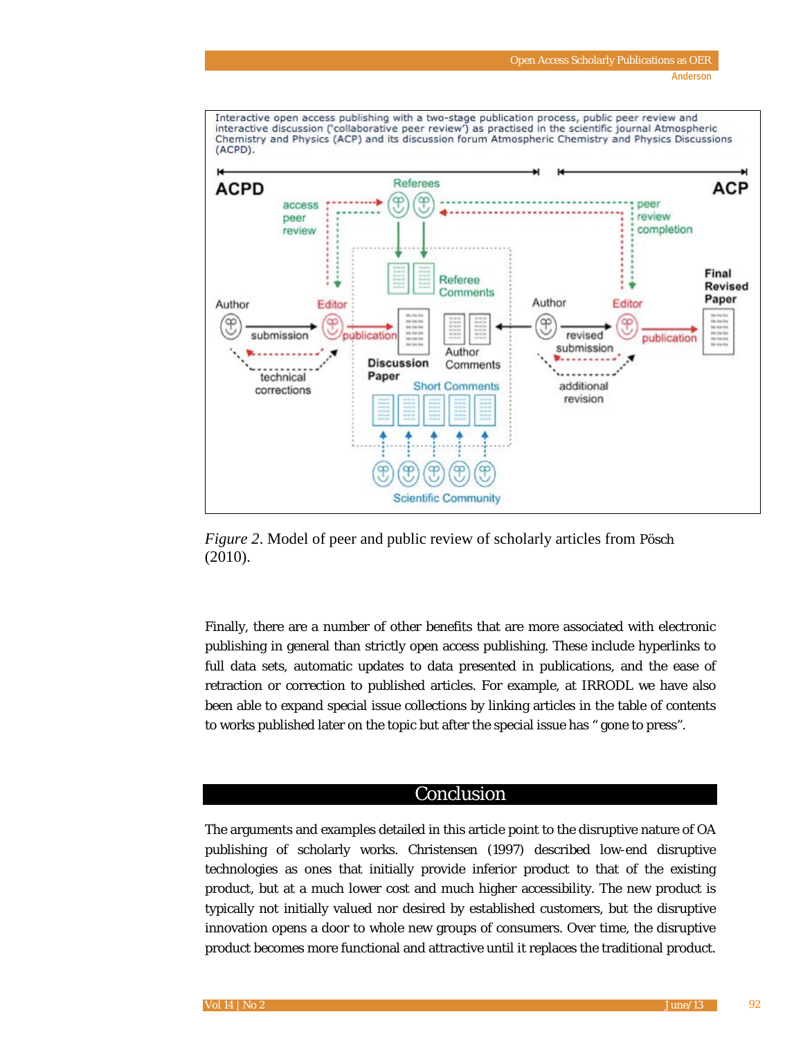*Figure 2*. Model of peer and public review of scholarly articles from Pösch (2010).

Finally, there are a number of other benefits that are more associated with electronic publishing in general than strictly open access publishing. These include hyperlinks to full data sets, automatic updates to data presented in publications, and the ease of retraction or correction to published articles. For example, at IRRODL we have also been able to expand special issue collections by linking articles in the table of contents to works published later on the topic but after the special issue has " gone to press".

## Conclusion

The arguments and examples detailed in this article point to the disruptive nature of OA publishing of scholarly works. Christensen (1997) described low-end disruptive technologies as ones that initially provide inferior product to that of the existing product, but at a much lower cost and much higher accessibility. The new product is typically not initially valued nor desired by established customers, but the disruptive innovation opens a door to whole new groups of consumers. Over time, the disruptive product becomes more functional and attractive until it replaces the traditional product.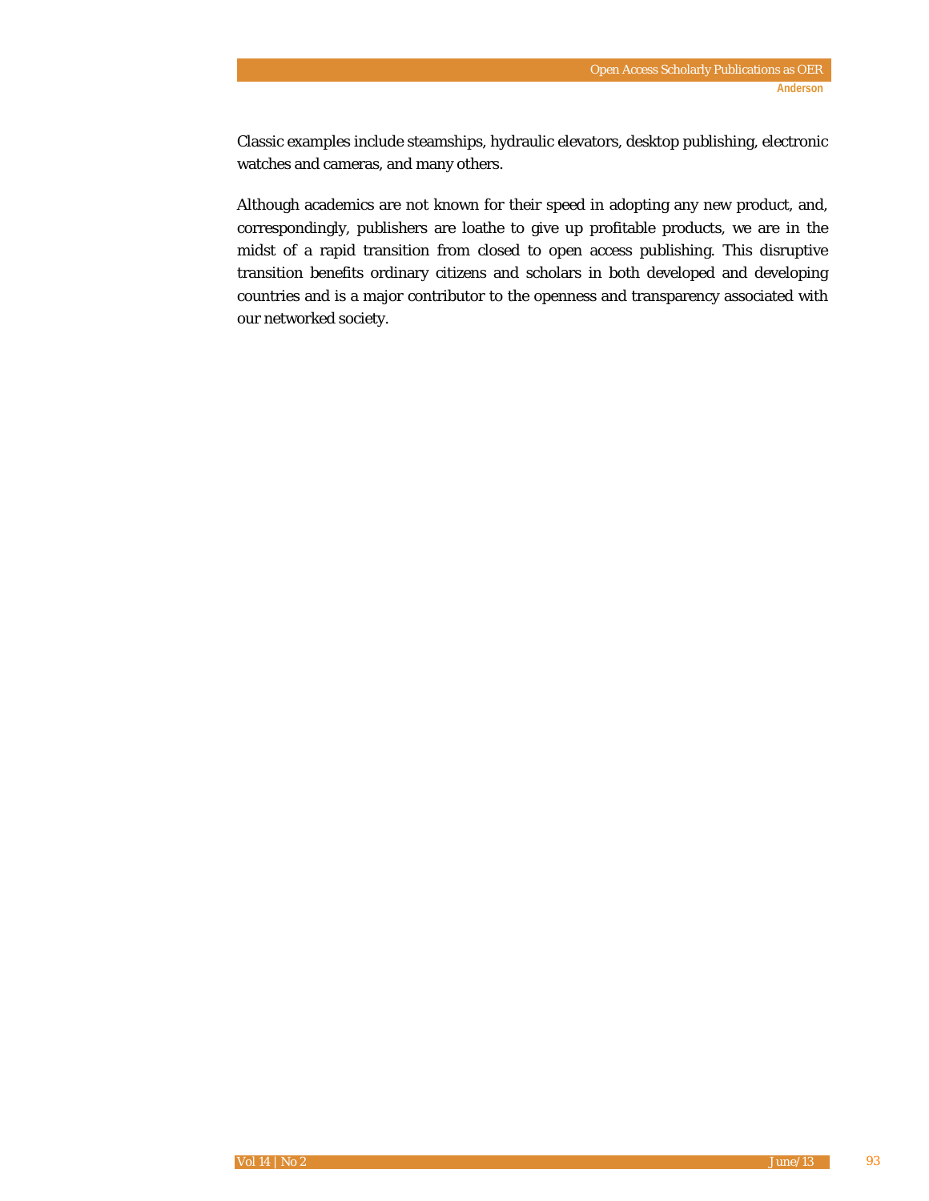Classic examples include steamships, hydraulic elevators, desktop publishing, electronic watches and cameras, and many others.

Although academics are not known for their speed in adopting any new product, and, correspondingly, publishers are loathe to give up profitable products, we are in the midst of a rapid transition from closed to open access publishing. This disruptive transition benefits ordinary citizens and scholars in both developed and developing countries and is a major contributor to the openness and transparency associated with our networked society.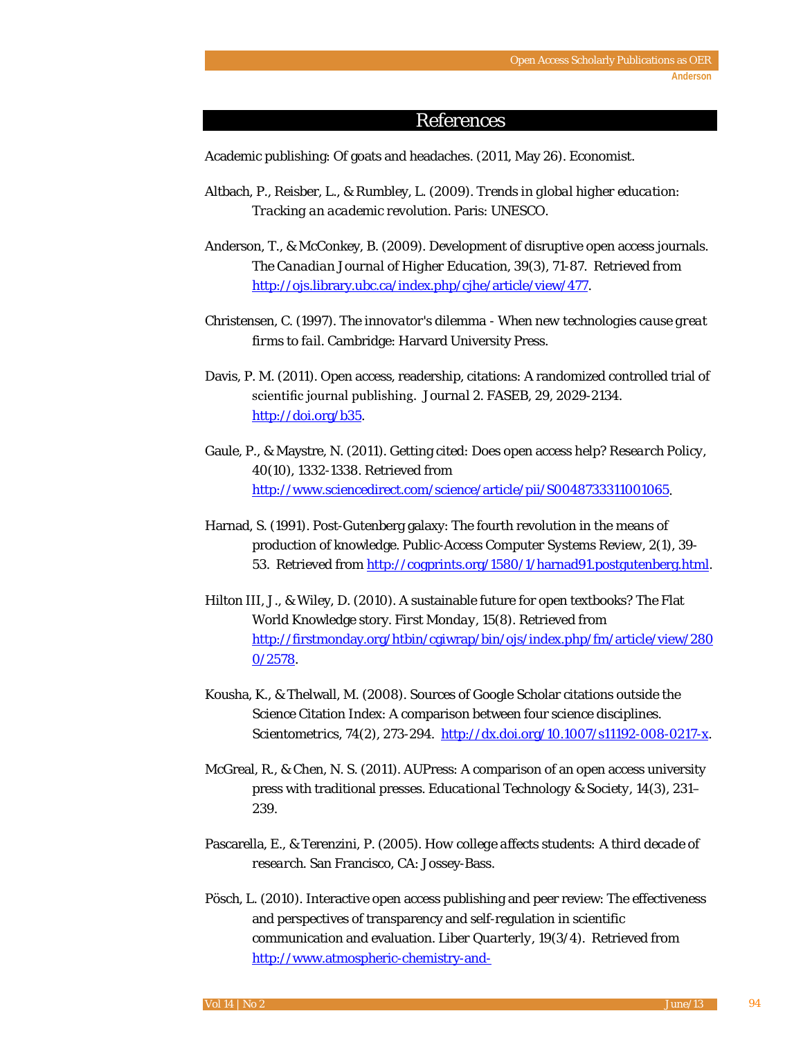## References

Academic publishing: Of goats and headaches. (2011, May 26). Economist.

Altbach, P., Reisber, L., & Rumbley, L. (2009). *Trends in global higher education: Tracking an academic revolution*. Paris: UNESCO.

Anderson, T., & McConkey, B. (2009). Development of disruptive open access journals. *The Canadian Journal of Higher Education*, 39(3), 71-87. Retrieved from http://ojs.library.ubc.ca/index.php/cjhe/article/view/477.

Christensen, C. (1997). *The innovator's dilemma - When new technologies cause great firms to fail*. Cambridge: Harvard University Press.

Davis, P. M. (2011). Open access, readership, citations: A randomized controlled trial of scientific journal publishing. *Journal 2*. FASEB, 29, 2029-2134. http://doi.org/b35.

Gaule, P., & Maystre, N. (2011). Getting cited: Does open access help? *Research Policy*, 40(10), 1332-1338. Retrieved from http://www.sciencedirect.com/science/article/pii/S0048733311001065.

Harnad, S. (1991). Post-Gutenberg galaxy: The fourth revolution in the means of production of knowledge. Public-Access Computer Systems Review, 2(1), 39-53. Retrieved from http://cogprints.org/1580/1/harnad91.postgutenberg.html.

Hilton III, J., & Wiley, D. (2010). A sustainable future for open textbooks? The Flat World Knowledge story. *First Monday*, 15(8). Retrieved from http://firstmonday.org/htbin/cgiwrap/bin/ojs/index.php/fm/article/view/2800/2578.

Kousha, K., & Thelwall, M. (2008). Sources of Google Scholar citations outside the Science Citation Index: A comparison between four science disciplines. Scientometrics, 74(2), 273-294. http://dx.doi.org/10.1007/s11192-008-0217-x.

McGreal, R., & Chen, N. S. (2011). AUPress: A comparison of an open access university press with traditional presses. *Educational Technology & Society*, 14(3), 231–239.

Pascarella, E., & Terenzini, P. (2005). *How college affects students: A third decade of research*. San Francisco, CA: Jossey-Bass.

Pösch, L. (2010). Interactive open access publishing and peer review: The effectiveness and perspectives of transparency and self-regulation in scientific communication and evaluation. *Liber Quarterly*, 19(3/4). Retrieved from http://www.atmospheric-chemistry-and-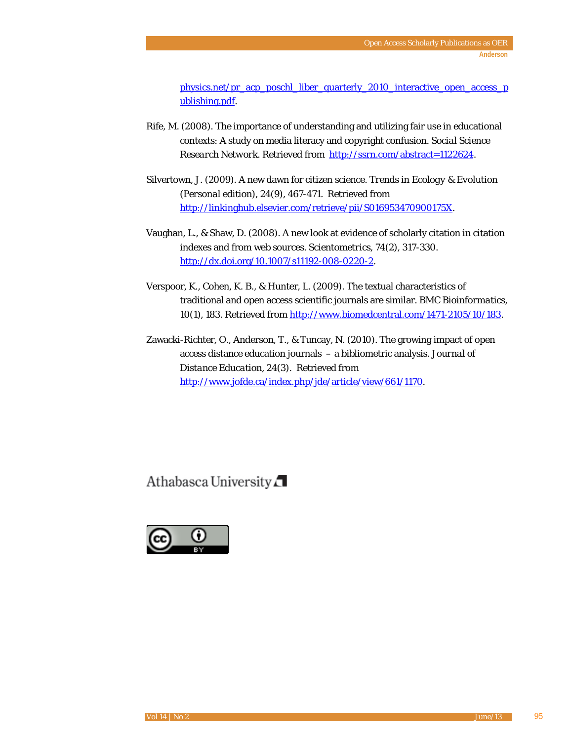physics.net/pr_acp_poschl_liber_quarterly_2010_interactive_open_access_publishing.pdf.

Rife, M. (2008). The importance of understanding and utilizing fair use in educational contexts: A study on media literacy and copyright confusion. *Social Science Research Network*. Retrieved from http://ssrn.com/abstract=1122624.

Silvertown, J. (2009). A new dawn for citizen science. *Trends in Ecology & Evolution (Personal edition)*, 24(9), 467-471. Retrieved from http://linkinghub.elsevier.com/retrieve/pii/S016953470900175X.

Vaughan, L., & Shaw, D. (2008). A new look at evidence of scholarly citation in citation indexes and from web sources. *Scientometrics*, 74(2), 317-330. http://dx.doi.org/10.1007/s11192-008-0220-2.

Verspoor, K., Cohen, K. B., & Hunter, L. (2009). The textual characteristics of traditional and open access scientific journals are similar. *BMC Bioinformatics*, 10(1), 183. Retrieved from http://www.biomedcentral.com/1471-2105/10/183.

Zawacki-Richter, O., Anderson, T., & Tuncay, N. (2010). The growing impact of open access distance education journals – a bibliometric analysis. *Journal of Distance Education*, 24(3). Retrieved from http://www.jofde.ca/index.php/jde/article/view/661/1170.

Athabasca University